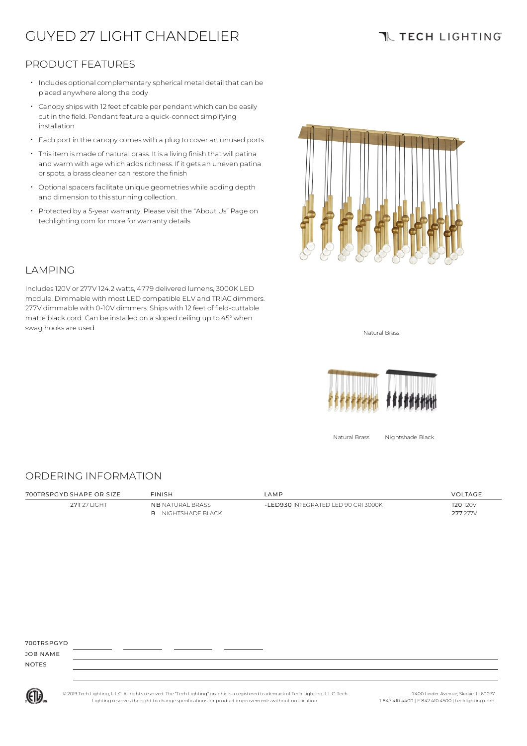# GUYED 27 LIGHT CHANDELIER

TECH LIGHTING

## PRODUCT FEATURES

- Includes optional complementary spherical metal detail that can be placed anywhere along the body
- Canopy ships with 12 feet of cable per pendant which can be easily cut in the field. Pendant feature a quick-connect simplifying installation
- Each port in the canopy comes with a plug to cover an unused ports
- This item is made of natural brass. It is a living finish that will patina and warm with age which adds richness. If it gets an uneven patina or spots, a brass cleaner can restore the finish
- Optional spacers facilitate unique geometries while adding depth and dimension to this stunning collection.
- Protected by a 5-year warranty. Please visit the "About Us" Page on techlighting.com for more for warranty details

Natural Brass

## LAMPING

Includes 120V or 277V 124.2 watts, 4779 delivered lumens, 3000K LED module. Dimmable with most LED compatible ELV and TRIAC dimmers. 277V dimmable with 0-10V dimmers. Ships with 12 feet of field-cuttable matte black cord. Can be installed on a sloped ceiling up to 45° when swag hooks are used.

Natural Brass    Nightshade Black

## ORDERING INFORMATION

| 700TRSPGYD SHAPE OR SIZE | FINISH | LAMP | VOLTAGE |
|---|---|---|---|
| **27T** 27 LIGHT | **NB** NATURAL BRASS | **-LED930** INTEGRATED LED 90 CRI 3000K | **120** 120V |
| | **B** NIGHTSHADE BLACK | | **277** 277V |

700TRSPGYD ________ ________ ________ ________

JOB NAME

NOTES

© 2019 Tech Lighting, L.L.C. All rights reserved. The "Tech Lighting" graphic is a registered trademark of Tech Lighting, L.L.C. Tech Lighting reserves the right to change specifications for product improvements without notification.

7400 Linder Avenue, Skokie, IL 60077
T 847.410.4400 | F 847.410.4500 | techlighting.com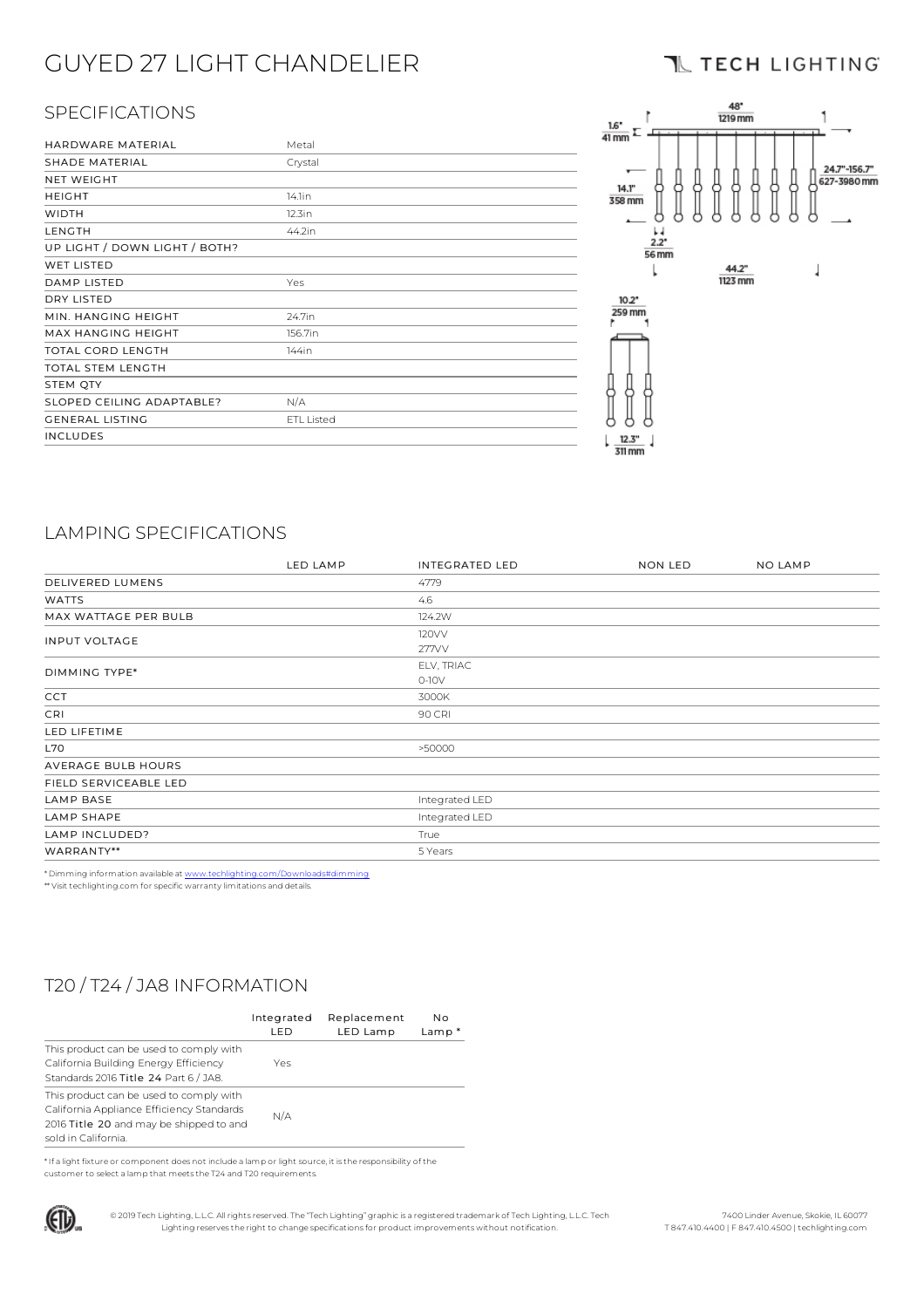# GUYED 27 LIGHT CHANDELIER

TECH LIGHTING

## SPECIFICATIONS

| | |
|---|---|
| HARDWARE MATERIAL | Metal |
| SHADE MATERIAL | Crystal |
| NET WEIGHT | |
| HEIGHT | 14.1in |
| WIDTH | 12.3in |
| LENGTH | 44.2in |
| UP LIGHT / DOWN LIGHT / BOTH? | |
| WET LISTED | |
| DAMP LISTED | Yes |
| DRY LISTED | |
| MIN. HANGING HEIGHT | 24.7in |
| MAX HANGING HEIGHT | 156.7in |
| TOTAL CORD LENGTH | 144in |
| TOTAL STEM LENGTH | |
| STEM QTY | |
| SLOPED CEILING ADAPTABLE? | N/A |
| GENERAL LISTING | ETL Listed |
| INCLUDES | |

48"
1219 mm
1.6"
41 mm
24.7"-156.7"
627-3980 mm
14.1"
358 mm
2.2"
56 mm
44.2"
1123 mm
10.2"
259 mm
12.3"
311 mm

## LAMPING SPECIFICATIONS

| | LED LAMP | INTEGRATED LED | NON LED | NO LAMP |
|---|---|---|---|---|
| DELIVERED LUMENS | | 4779 | | |
| WATTS | | 4.6 | | |
| MAX WATTAGE PER BULB | | 124.2W | | |
| INPUT VOLTAGE | | 120VV<br>277VV | | |
| DIMMING TYPE* | | ELV, TRIAC<br>0-10V | | |
| CCT | | 3000K | | |
| CRI | | 90 CRI | | |
| LED LIFETIME | | | | |
| L70 | | >50000 | | |
| AVERAGE BULB HOURS | | | | |
| FIELD SERVICEABLE LED | | | | |
| LAMP BASE | | Integrated LED | | |
| LAMP SHAPE | | Integrated LED | | |
| LAMP INCLUDED? | | True | | |
| WARRANTY** | | 5 Years | | |

* Dimming information available at www.techlighting.com/Downloads#dimming
** Visit techlighting.com for specific warranty limitations and details.

## T20 / T24 / JA8 INFORMATION

| | Integrated LED | Replacement LED Lamp | No Lamp * |
|---|---|---|---|
| This product can be used to comply with California Building Energy Efficiency Standards 2016 Title 24 Part 6 / JA8. | Yes | | |
| This product can be used to comply with California Appliance Efficiency Standards 2016 Title 20 and may be shipped to and sold in California. | N/A | | |

* If a light fixture or component does not include a lamp or light source, it is the responsibility of the customer to select a lamp that meets the T24 and T20 requirements.

© 2019 Tech Lighting, L.L.C. All rights reserved. The "Tech Lighting" graphic is a registered trademark of Tech Lighting, L.L.C. Tech Lighting reserves the right to change specifications for product improvements without notification.

7400 Linder Avenue, Skokie, IL 60077
T 847.410.4400 | F 847.410.4500 | techlighting.com